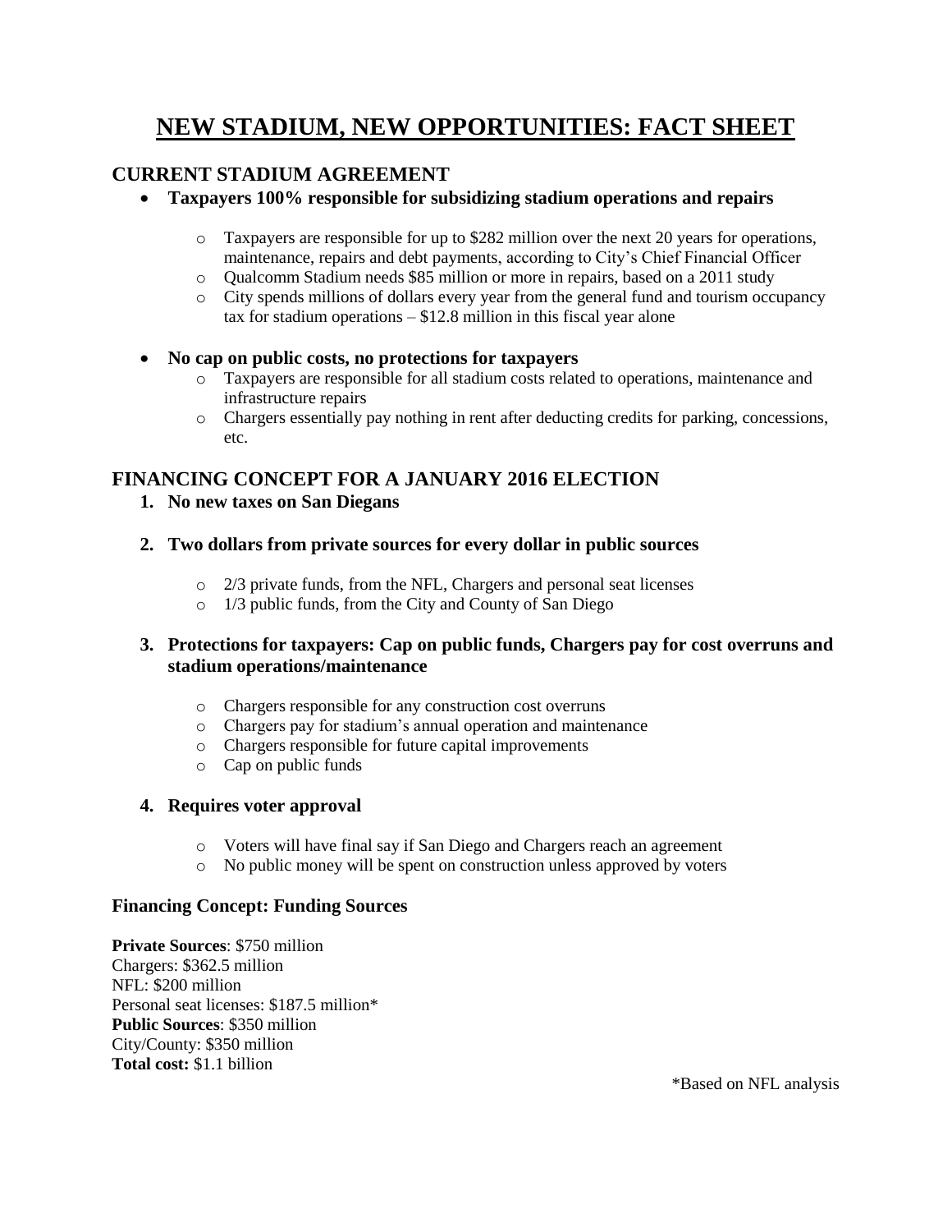# NEW STADIUM, NEW OPPORTUNITIES: FACT SHEET

## CURRENT STADIUM AGREEMENT

- **Taxpayers 100% responsible for subsidizing stadium operations and repairs**
  - Taxpayers are responsible for up to $282 million over the next 20 years for operations, maintenance, repairs and debt payments, according to City's Chief Financial Officer
  - Qualcomm Stadium needs $85 million or more in repairs, based on a 2011 study
  - City spends millions of dollars every year from the general fund and tourism occupancy tax for stadium operations – $12.8 million in this fiscal year alone

- **No cap on public costs, no protections for taxpayers**
  - Taxpayers are responsible for all stadium costs related to operations, maintenance and infrastructure repairs
  - Chargers essentially pay nothing in rent after deducting credits for parking, concessions, etc.

## FINANCING CONCEPT FOR A JANUARY 2016 ELECTION

1. **No new taxes on San Diegans**

2. **Two dollars from private sources for every dollar in public sources**
   - 2/3 private funds, from the NFL, Chargers and personal seat licenses
   - 1/3 public funds, from the City and County of San Diego

3. **Protections for taxpayers: Cap on public funds, Chargers pay for cost overruns and stadium operations/maintenance**
   - Chargers responsible for any construction cost overruns
   - Chargers pay for stadium's annual operation and maintenance
   - Chargers responsible for future capital improvements
   - Cap on public funds

4. **Requires voter approval**
   - Voters will have final say if San Diego and Chargers reach an agreement
   - No public money will be spent on construction unless approved by voters

### Financing Concept: Funding Sources

**Private Sources**: $750 million
Chargers: $362.5 million
NFL: $200 million
Personal seat licenses: $187.5 million*
**Public Sources**: $350 million
City/County: $350 million
**Total cost:** $1.1 billion

*Based on NFL analysis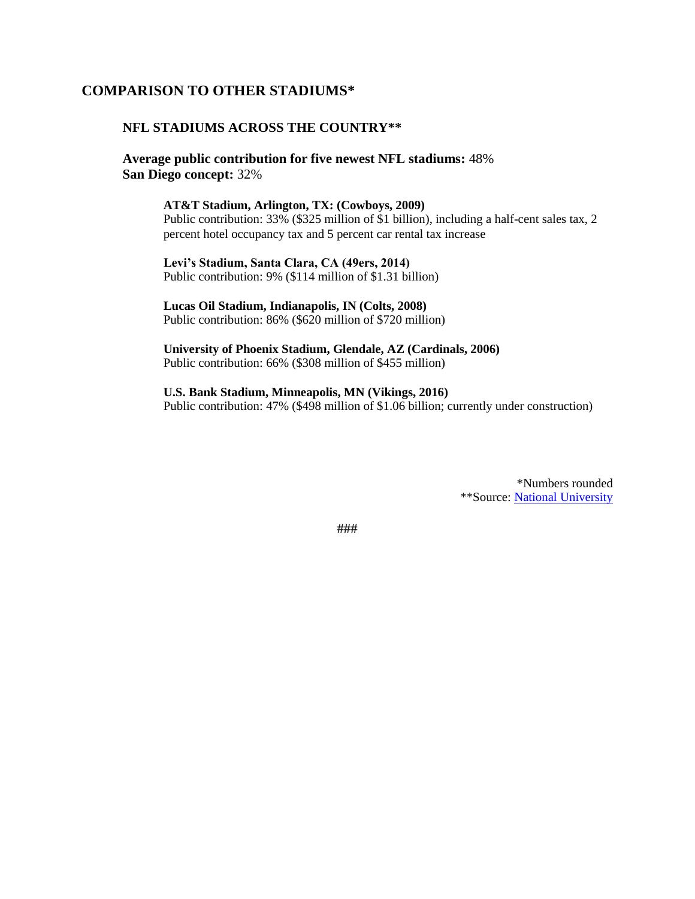## COMPARISON TO OTHER STADIUMS*

### NFL STADIUMS ACROSS THE COUNTRY**

**Average public contribution for five newest NFL stadiums:** 48%
**San Diego concept:** 32%

**AT&T Stadium, Arlington, TX: (Cowboys, 2009)**
Public contribution: 33% ($325 million of $1 billion), including a half-cent sales tax, 2 percent hotel occupancy tax and 5 percent car rental tax increase

**Levi's Stadium, Santa Clara, CA (49ers, 2014)**
Public contribution: 9% ($114 million of $1.31 billion)

**Lucas Oil Stadium, Indianapolis, IN (Colts, 2008)**
Public contribution: 86% ($620 million of $720 million)

**University of Phoenix Stadium, Glendale, AZ (Cardinals, 2006)**
Public contribution: 66% ($308 million of $455 million)

**U.S. Bank Stadium, Minneapolis, MN (Vikings, 2016)**
Public contribution: 47% ($498 million of $1.06 billion; currently under construction)

*Numbers rounded
**Source: National University

###